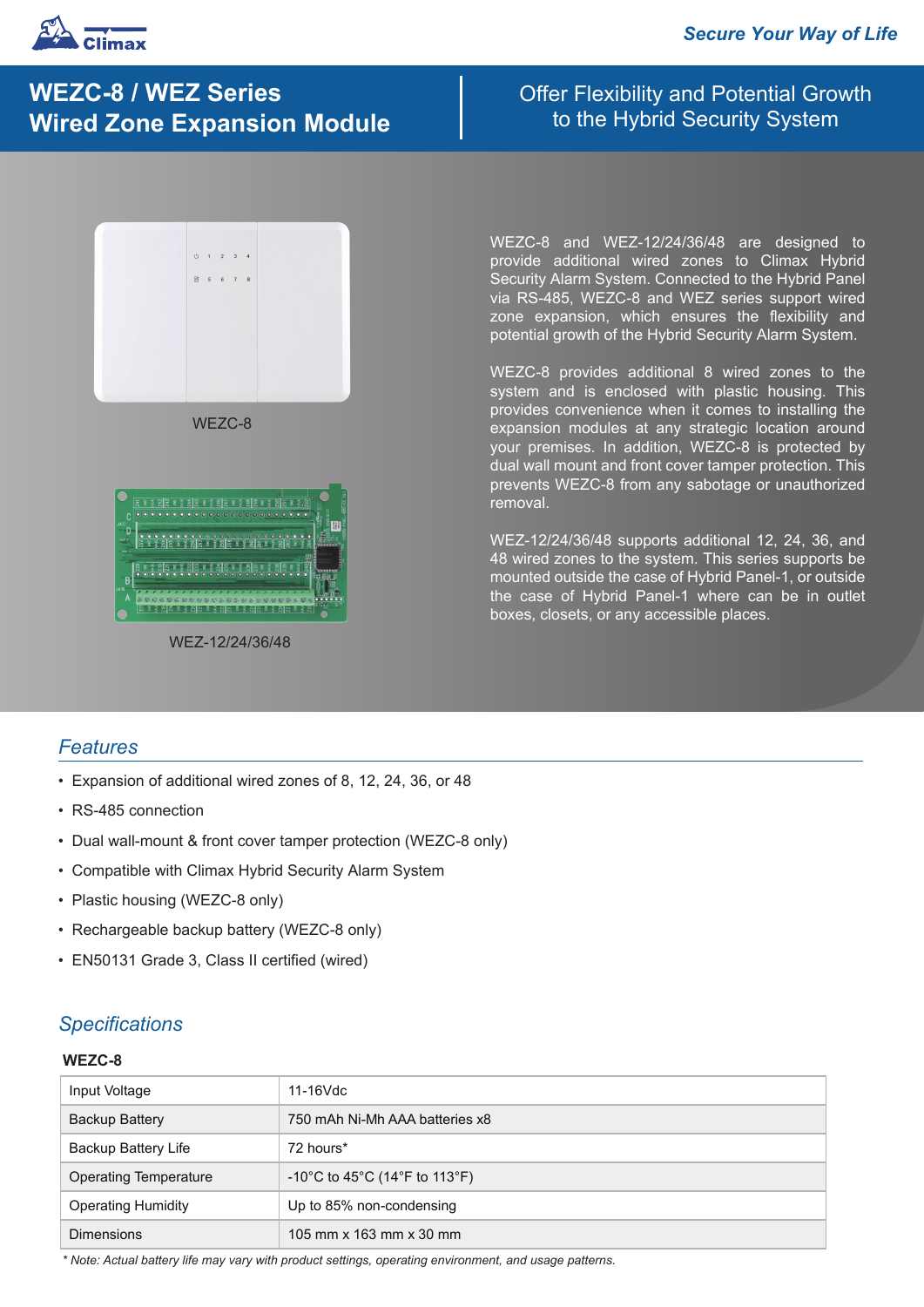# WEZC-8 / WEZ Series Wired Zone Expansion Module

## Offer Flexibility and Potential Growth to the Hybrid Security System

WEZC-8

WEZ-12/24/36/48

WEZC-8 and WEZ-12/24/36/48 are designed to provide additional wired zones to Climax Hybrid Security Alarm System. Connected to the Hybrid Panel via RS-485, WEZC-8 and WEZ series support wired zone expansion, which ensures the flexibility and potential growth of the Hybrid Security Alarm System.

WEZC-8 provides additional 8 wired zones to the system and is enclosed with plastic housing. This provides convenience when it comes to installing the expansion modules at any strategic location around your premises. In addition, WEZC-8 is protected by dual wall mount and front cover tamper protection. This prevents WEZC-8 from any sabotage or unauthorized removal.

WEZ-12/24/36/48 supports additional 12, 24, 36, and 48 wired zones to the system. This series supports be mounted outside the case of Hybrid Panel-1, or outside the case of Hybrid Panel-1 where can be in outlet boxes, closets, or any accessible places.

## *Features*

- Expansion of additional wired zones of 8, 12, 24, 36, or 48
- RS-485 connection
- Dual wall-mount & front cover tamper protection (WEZC-8 only)
- Compatible with Climax Hybrid Security Alarm System
- Plastic housing (WEZC-8 only)
- Rechargeable backup battery (WEZC-8 only)
- EN50131 Grade 3, Class II certified (wired)

## *Specifications*

**WEZC-8**

| | |
|---|---|
| Input Voltage | 11-16Vdc |
| Backup Battery | 750 mAh Ni-Mh AAA batteries x8 |
| Backup Battery Life | 72 hours* |
| Operating Temperature | -10°C to 45°C (14°F to 113°F) |
| Operating Humidity | Up to 85% non-condensing |
| Dimensions | 105 mm x 163 mm x 30 mm |

*\* Note: Actual battery life may vary with product settings, operating environment, and usage patterns.*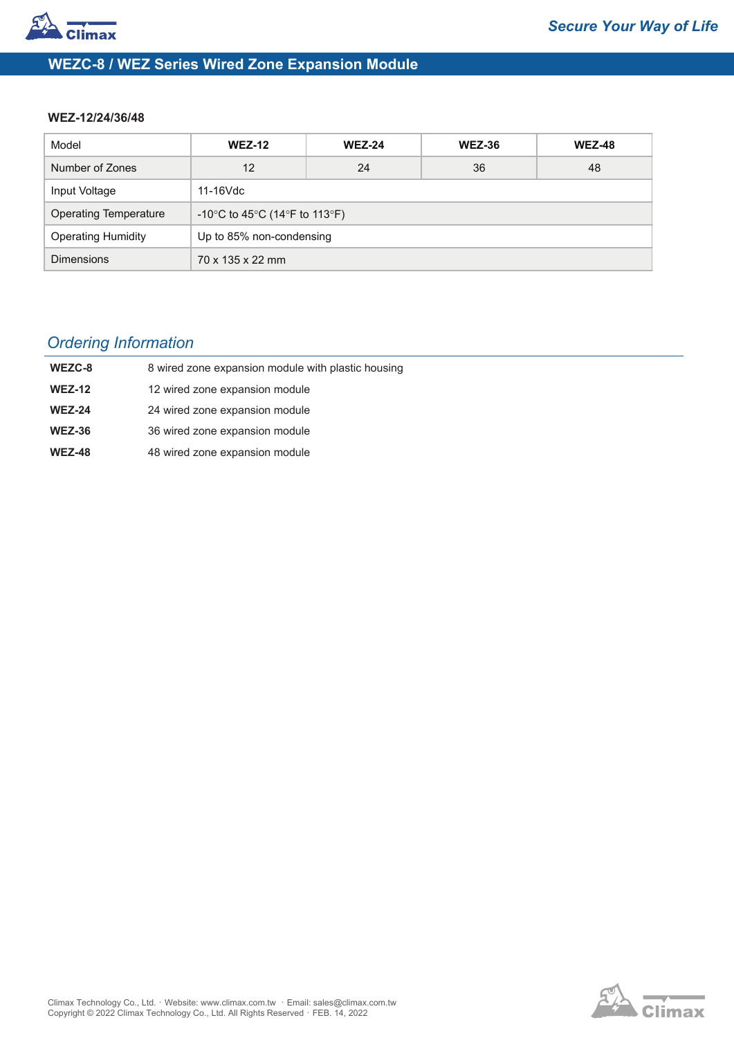### WEZ-12/24/36/48

| Model | WEZ-12 | WEZ-24 | WEZ-36 | WEZ-48 |
|---|---|---|---|---|
| Number of Zones | 12 | 24 | 36 | 48 |
| Input Voltage | 11-16Vdc | | | |
| Operating Temperature | -10°C to 45°C (14°F to 113°F) | | | |
| Operating Humidity | Up to 85% non-condensing | | | |
| Dimensions | 70 x 135 x 22 mm | | | |

## *Ordering Information*

| | |
|---|---|
| **WEZC-8** | 8 wired zone expansion module with plastic housing |
| **WEZ-12** | 12 wired zone expansion module |
| **WEZ-24** | 24 wired zone expansion module |
| **WEZ-36** | 36 wired zone expansion module |
| **WEZ-48** | 48 wired zone expansion module |

Climax Technology Co., Ltd. · Website: www.climax.com.tw · Email: sales@climax.com.tw
Copyright © 2022 Climax Technology Co., Ltd. All Rights Reserved · FEB. 14, 2022